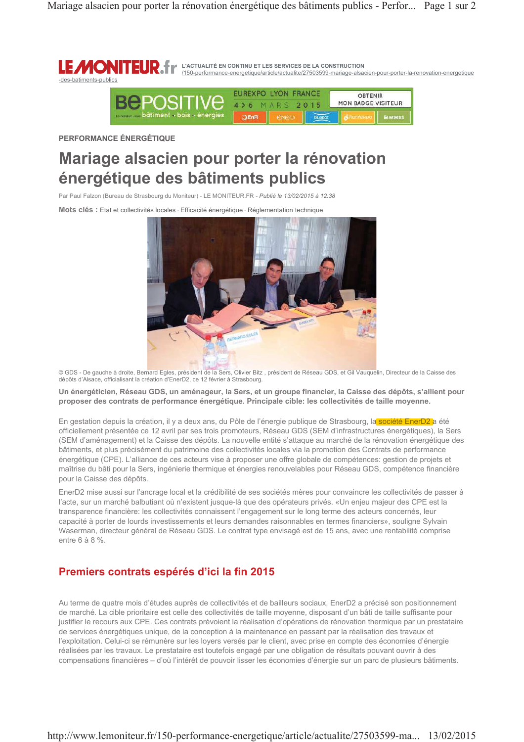LE MONITEUR.fr — L'ACTUALITÉ EN CONTINU ET LES SERVICES DE LA CONSTRUCTION
/150-performance-energetique/article/actualite/27503599-mariage-alsacien-pour-porter-la-renovation-energetique-des-batiments-publics

PERFORMANCE ÉNERGÉTIQUE

# Mariage alsacien pour porter la rénovation énergétique des bâtiments publics

Par Paul Falzon (Bureau de Strasbourg du Moniteur) - LE MONITEUR.FR - *Publié le 13/02/2015 à 12:38*

**Mots clés :** Etat et collectivités locales - Efficacité énergétique - Réglementation technique

© GDS - De gauche à droite, Bernard Egles, président de la Sers, Olivier Bitz , président de Réseau GDS, et Gil Vauquelin, Directeur de la Caisse des dépôts d'Alsace, officialisant la création d'EnerD2, ce 12 février à Strasbourg.

**Un énergéticien, Réseau GDS, un aménageur, la Sers, et un groupe financier, la Caisse des dépôts, s'allient pour proposer des contrats de performance énergétique. Principale cible: les collectivités de taille moyenne.**

En gestation depuis la création, il y a deux ans, du Pôle de l'énergie publique de Strasbourg, la société EnerD2 a été officiellement présentée ce 12 avril par ses trois promoteurs, Réseau GDS (SEM d'infrastructures énergétiques), la Sers (SEM d'aménagement) et la Caisse des dépôts. La nouvelle entité s'attaque au marché de la rénovation énergétique des bâtiments, et plus précisément du patrimoine des collectivités locales via la promotion des Contrats de performance énergétique (CPE). L'alliance de ces acteurs vise à proposer une offre globale de compétences: gestion de projets et maîtrise du bâti pour la Sers, ingénierie thermique et énergies renouvelables pour Réseau GDS, compétence financière pour la Caisse des dépôts.

EnerD2 mise aussi sur l'ancrage local et la crédibilité de ses sociétés mères pour convaincre les collectivités de passer à l'acte, sur un marché balbutiant où n'existent jusque-là que des opérateurs privés. «Un enjeu majeur des CPE est la transparence financière: les collectivités connaissent l'engagement sur le long terme des acteurs concernés, leur capacité à porter de lourds investissements et leurs demandes raisonnables en termes financiers», souligne Sylvain Waserman, directeur général de Réseau GDS. Le contrat type envisagé est de 15 ans, avec une rentabilité comprise entre 6 à 8 %.

## Premiers contrats espérés d'ici la fin 2015

Au terme de quatre mois d'études auprès de collectivités et de bailleurs sociaux, EnerD2 a précisé son positionnement de marché. La cible prioritaire est celle des collectivités de taille moyenne, disposant d'un bâti de taille suffisante pour justifier le recours aux CPE. Ces contrats prévoient la réalisation d'opérations de rénovation thermique par un prestataire de services énergétiques unique, de la conception à la maintenance en passant par la réalisation des travaux et l'exploitation. Celui-ci se rémunère sur les loyers versés par le client, avec prise en compte des économies d'énergie réalisées par les travaux. Le prestataire est toutefois engagé par une obligation de résultats pouvant ouvrir à des compensations financières – d'où l'intérêt de pouvoir lisser les économies d'énergie sur un parc de plusieurs bâtiments.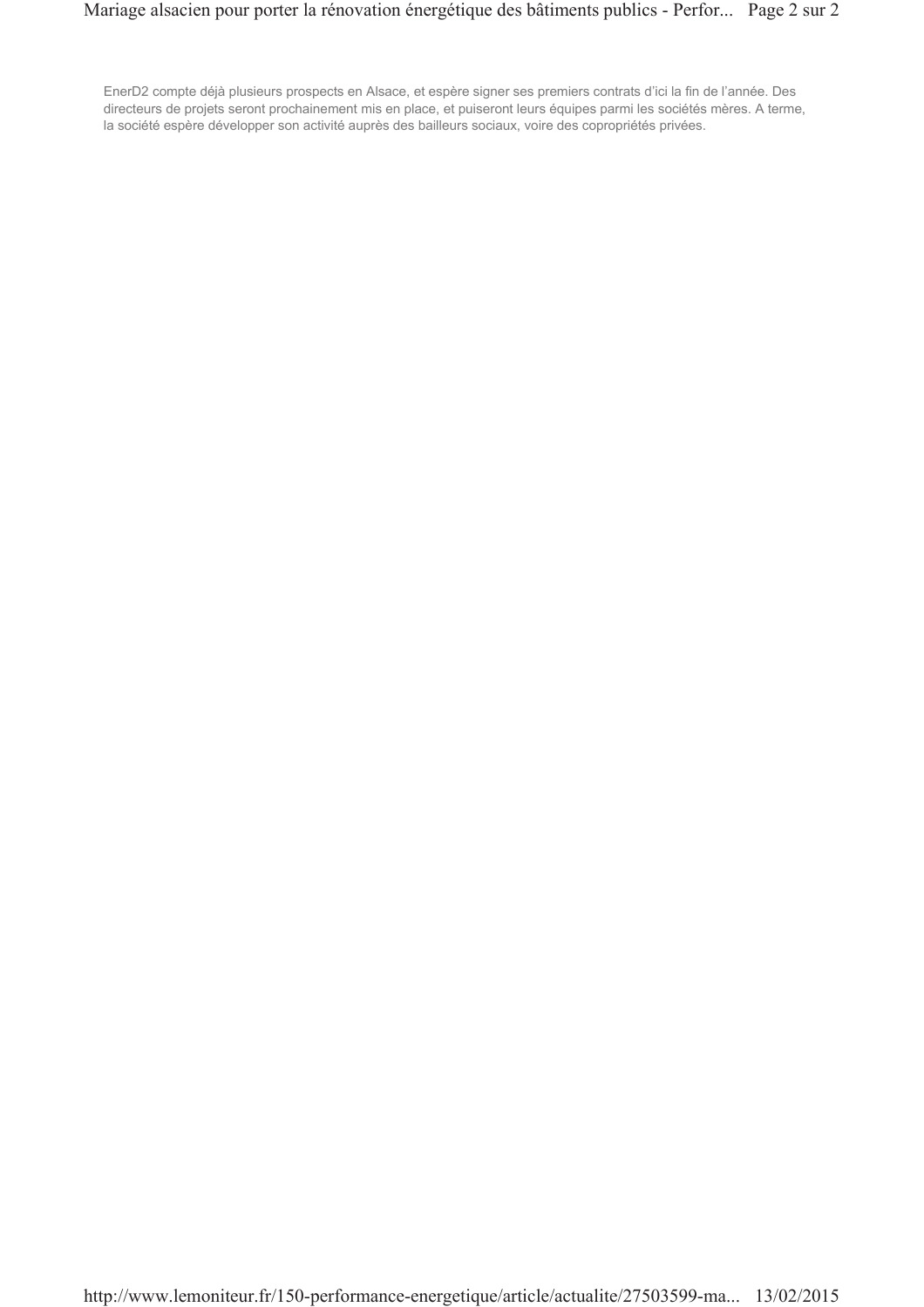EnerD2 compte déjà plusieurs prospects en Alsace, et espère signer ses premiers contrats d'ici la fin de l'année. Des directeurs de projets seront prochainement mis en place, et puiseront leurs équipes parmi les sociétés mères. A terme, la société espère développer son activité auprès des bailleurs sociaux, voire des copropriétés privées.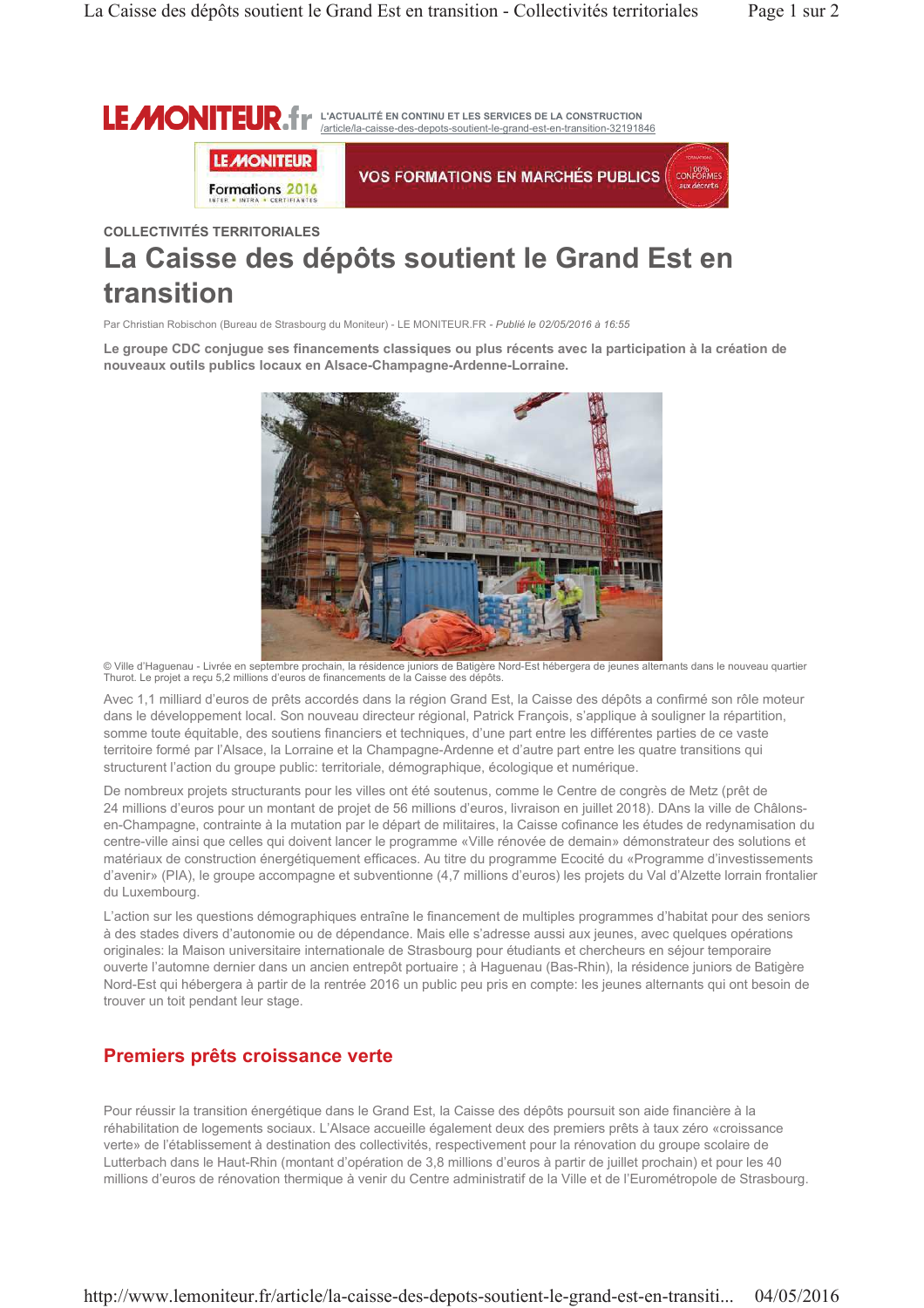LE MONITEUR.fr L'ACTUALITÉ EN CONTINU ET LES SERVICES DE LA CONSTRUCTION
/article/la-caisse-des-depots-soutient-le-grand-est-en-transition-32191846

COLLECTIVITÉS TERRITORIALES

# La Caisse des dépôts soutient le Grand Est en transition

Par Christian Robischon (Bureau de Strasbourg du Moniteur) - LE MONITEUR.FR - *Publié le 02/05/2016 à 16:55*

**Le groupe CDC conjugue ses financements classiques ou plus récents avec la participation à la création de nouveaux outils publics locaux en Alsace-Champagne-Ardenne-Lorraine.**

© Ville d'Haguenau - Livrée en septembre prochain, la résidence juniors de Batigère Nord-Est hébergera de jeunes alternants dans le nouveau quartier Thurot. Le projet a reçu 5,2 millions d'euros de financements de la Caisse des dépôts.

Avec 1,1 milliard d'euros de prêts accordés dans la région Grand Est, la Caisse des dépôts a confirmé son rôle moteur dans le développement local. Son nouveau directeur régional, Patrick François, s'applique à souligner la répartition, somme toute équitable, des soutiens financiers et techniques, d'une part entre les différentes parties de ce vaste territoire formé par l'Alsace, la Lorraine et la Champagne-Ardenne et d'autre part entre les quatre transitions qui structurent l'action du groupe public: territoriale, démographique, écologique et numérique.

De nombreux projets structurants pour les villes ont été soutenus, comme le Centre de congrès de Metz (prêt de 24 millions d'euros pour un montant de projet de 56 millions d'euros, livraison en juillet 2018). DAns la ville de Châlons-en-Champagne, contrainte à la mutation par le départ de militaires, la Caisse cofinance les études de redynamisation du centre-ville ainsi que celles qui doivent lancer le programme «Ville rénovée de demain» démonstrateur des solutions et matériaux de construction énergétiquement efficaces. Au titre du programme Ecocité du «Programme d'investissements d'avenir» (PIA), le groupe accompagne et subventionne (4,7 millions d'euros) les projets du Val d'Alzette lorrain frontalier du Luxembourg.

L'action sur les questions démographiques entraîne le financement de multiples programmes d'habitat pour des seniors à des stades divers d'autonomie ou de dépendance. Mais elle s'adresse aussi aux jeunes, avec quelques opérations originales: la Maison universitaire internationale de Strasbourg pour étudiants et chercheurs en séjour temporaire ouverte l'automne dernier dans un ancien entrepôt portuaire ; à Haguenau (Bas-Rhin), la résidence juniors de Batigère Nord-Est qui hébergera à partir de la rentrée 2016 un public peu pris en compte: les jeunes alternants qui ont besoin de trouver un toit pendant leur stage.

## Premiers prêts croissance verte

Pour réussir la transition énergétique dans le Grand Est, la Caisse des dépôts poursuit son aide financière à la réhabilitation de logements sociaux. L'Alsace accueille également deux des premiers prêts à taux zéro «croissance verte» de l'établissement à destination des collectivités, respectivement pour la rénovation du groupe scolaire de Lutterbach dans le Haut-Rhin (montant d'opération de 3,8 millions d'euros à partir de juillet prochain) et pour les 40 millions d'euros de rénovation thermique à venir du Centre administratif de la Ville et de l'Eurométropole de Strasbourg.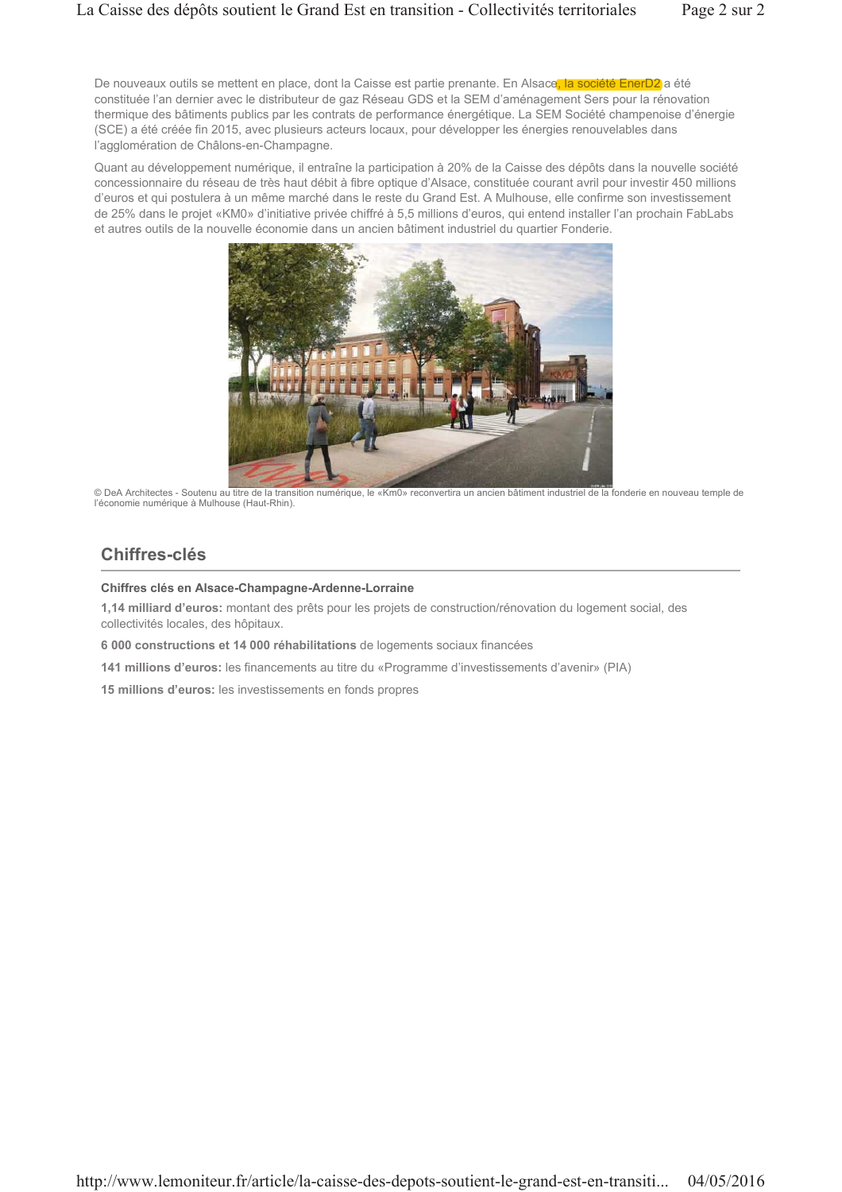De nouveaux outils se mettent en place, dont la Caisse est partie prenante. En Alsace, la société EnerD2 a été constituée l'an dernier avec le distributeur de gaz Réseau GDS et la SEM d'aménagement Sers pour la rénovation thermique des bâtiments publics par les contrats de performance énergétique. La SEM Société champenoise d'énergie (SCE) a été créée fin 2015, avec plusieurs acteurs locaux, pour développer les énergies renouvelables dans l'agglomération de Châlons-en-Champagne.

Quant au développement numérique, il entraîne la participation à 20% de la Caisse des dépôts dans la nouvelle société concessionnaire du réseau de très haut débit à fibre optique d'Alsace, constituée courant avril pour investir 450 millions d'euros et qui postulera à un même marché dans le reste du Grand Est. A Mulhouse, elle confirme son investissement de 25% dans le projet «KM0» d'initiative privée chiffré à 5,5 millions d'euros, qui entend installer l'an prochain FabLabs et autres outils de la nouvelle économie dans un ancien bâtiment industriel du quartier Fonderie.

© DeA Architectes - Soutenu au titre de la transition numérique, le «Km0» reconvertira un ancien bâtiment industriel de la fonderie en nouveau temple de l'économie numérique à Mulhouse (Haut-Rhin).

## Chiffres-clés

**Chiffres clés en Alsace-Champagne-Ardenne-Lorraine**

**1,14 milliard d'euros:** montant des prêts pour les projets de construction/rénovation du logement social, des collectivités locales, des hôpitaux.

**6 000 constructions et 14 000 réhabilitations** de logements sociaux financées

**141 millions d'euros:** les financements au titre du «Programme d'investissements d'avenir» (PIA)

**15 millions d'euros:** les investissements en fonds propres